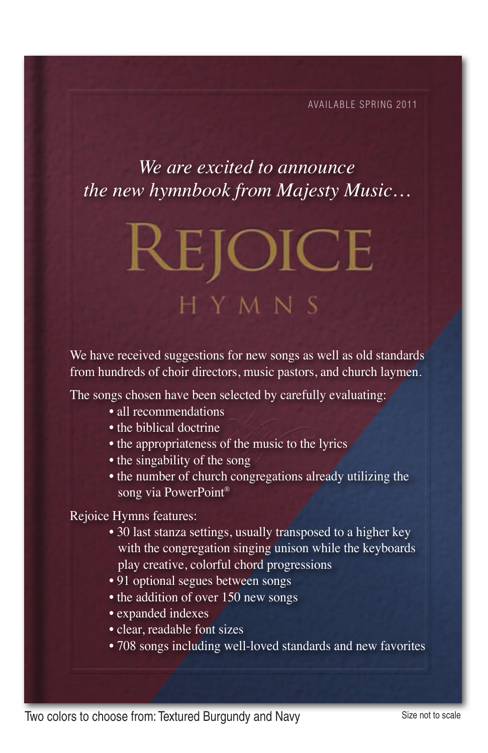AVAILABLE SPRING 2011

*We are excited to announce the new hymnbook from Majesty Music…*

# REJOICE

## HYMNS

We have received suggestions for new songs as well as old standards from hundreds of choir directors, music pastors, and church laymen.

The songs chosen have been selected by carefully evaluating:

- all recommendations
- the biblical doctrine
- the appropriateness of the music to the lyrics
- the singability of the song
- the number of church congregations already utilizing the song via PowerPoint®

Rejoice Hymns features:

- 30 last stanza settings, usually transposed to a higher key with the congregation singing unison while the keyboards play creative, colorful chord progressions
- 91 optional segues between songs
- the addition of over 150 new songs
- expanded indexes
- clear, readable font sizes
- 708 songs including well-loved standards and new favorites

Two colors to choose from: Textured Burgundy and Navy

Size not to scale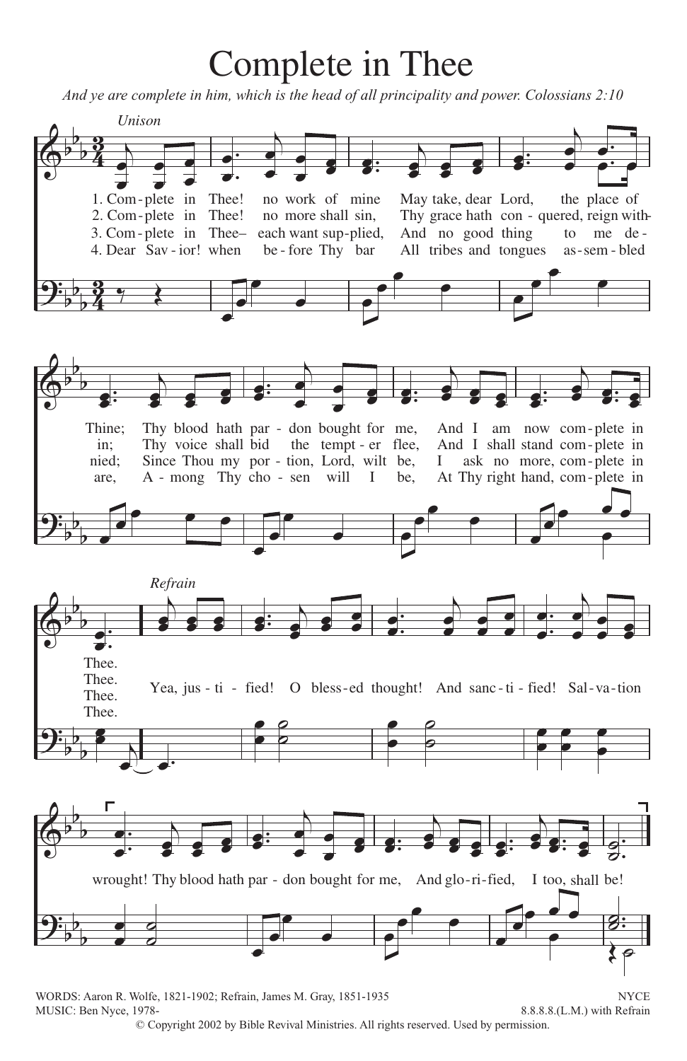# Complete in Thee

*And ye are complete in him, which is the head of all principality and power. Colossians 2:10*

*Unison*

1. Complete in Thee! no work of mine May take, dear Lord, the place of Thine; Thy blood hath pardon bought for me, And I am now complete in Thee.

2. Complete in Thee! no more shall sin, Thy grace hath conquered, reign within; Thy voice shall bid the tempter flee, And I shall stand complete in Thee.

3. Complete in Thee– each want supplied, And no good thing to me denied; Since Thou my portion, Lord, wilt be, I ask no more, complete in Thee.

4. Dear Savior! when before Thy bar All tribes and tongues assembled are, Among Thy chosen will I be, At Thy right hand, complete in Thee.

*Refrain*

Yea, justified! O blessed thought! And sanctified! Salvation wrought! Thy blood hath pardon bought for me, And glorified, I too, shall be!

WORDS: Aaron R. Wolfe, 1821-1902; Refrain, James M. Gray, 1851-1935
MUSIC: Ben Nyce, 1978-

NYCE
8.8.8.8.(L.M.) with Refrain

© Copyright 2002 by Bible Revival Ministries. All rights reserved. Used by permission.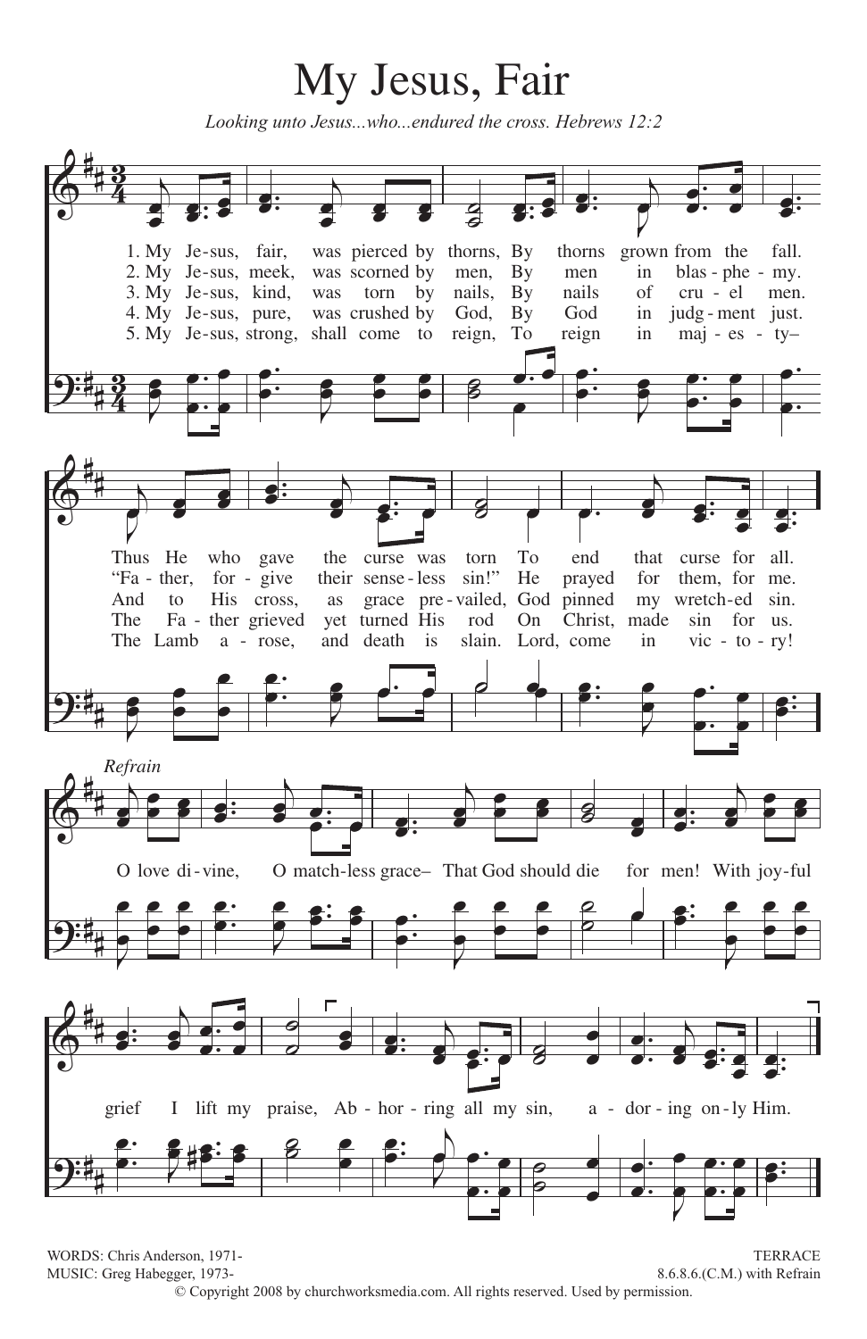# My Jesus, Fair

*Looking unto Jesus...who...endured the cross. Hebrews 12:2*

1. My Jesus, fair, was pierced by thorns, By thorns grown from the fall. Thus He who gave the curse was torn To end that curse for all.

2. My Jesus, meek, was scorned by men, By men in blasphemy. “Father, forgive their senseless sin!” He prayed for them, for me.

3. My Jesus, kind, was torn by nails, By nails of cruel men. And to His cross, as grace prevailed, God pinned my wretched sin.

4. My Jesus, pure, was crushed by God, By God in judgment just. The Father grieved yet turned His rod On Christ, made sin for us.

5. My Jesus, strong, shall come to reign, To reign in majesty– The Lamb arose, and death is slain. Lord, come in victory!

*Refrain*

O love divine, O matchless grace– That God should die for men! With joyful grief I lift my praise, Abhorring all my sin, adoring only Him.

WORDS: Chris Anderson, 1971-
MUSIC: Greg Habegger, 1973-

TERRACE
8.6.8.6.(C.M.) with Refrain

© Copyright 2008 by churchworksmedia.com. All rights reserved. Used by permission.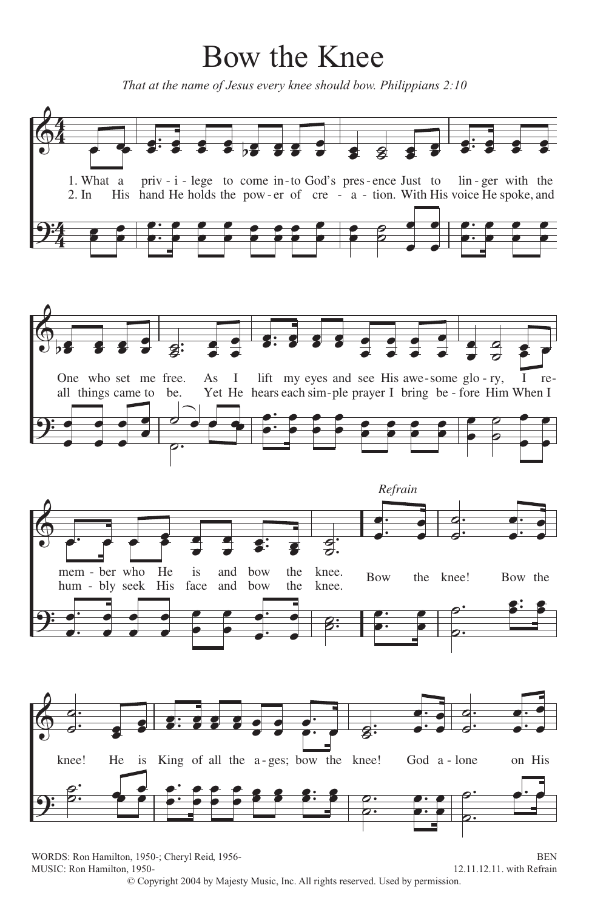# Bow the Knee

*That at the name of Jesus every knee should bow. Philippians 2:10*

1. What a priv - i - lege to come in - to God's pres - ence Just to lin - ger with the One who set me free. As I lift my eyes and see His awe - some glo - ry, I re - mem - ber who He is and bow the knee.

2. In His hand He holds the pow - er of cre - a - tion. With His voice He spoke, and all things came to be. Yet He hears each sim - ple prayer I bring be - fore Him When I hum - bly seek His face and bow the knee.

*Refrain*

Bow the knee! Bow the knee! He is King of all the a - ges; bow the knee! God a - lone on His

WORDS: Ron Hamilton, 1950-; Cheryl Reid, 1956-
MUSIC: Ron Hamilton, 1950-

BEN
12.11.12.11. with Refrain

© Copyright 2004 by Majesty Music, Inc. All rights reserved. Used by permission.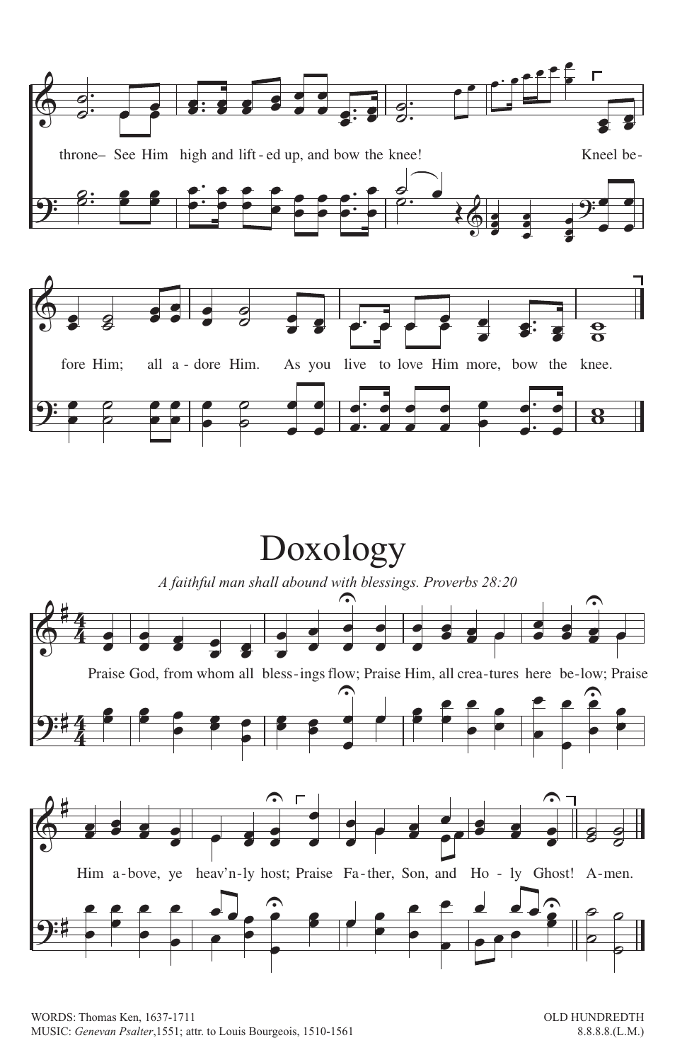throne– See Him high and lift - ed up, and bow the knee! Kneel be-

fore Him; all a - dore Him. As you live to love Him more, bow the knee.

# Doxology

*A faithful man shall abound with blessings. Proverbs 28:20*

Praise God, from whom all bless-ings flow; Praise Him, all crea-tures here be-low; Praise

Him a-bove, ye heav'n-ly host; Praise Fa-ther, Son, and Ho - ly Ghost! A-men.

WORDS: Thomas Ken, 1637-1711
MUSIC: *Genevan Psalter*, 1551; attr. to Louis Bourgeois, 1510-1561

OLD HUNDREDTH
8.8.8.8.(L.M.)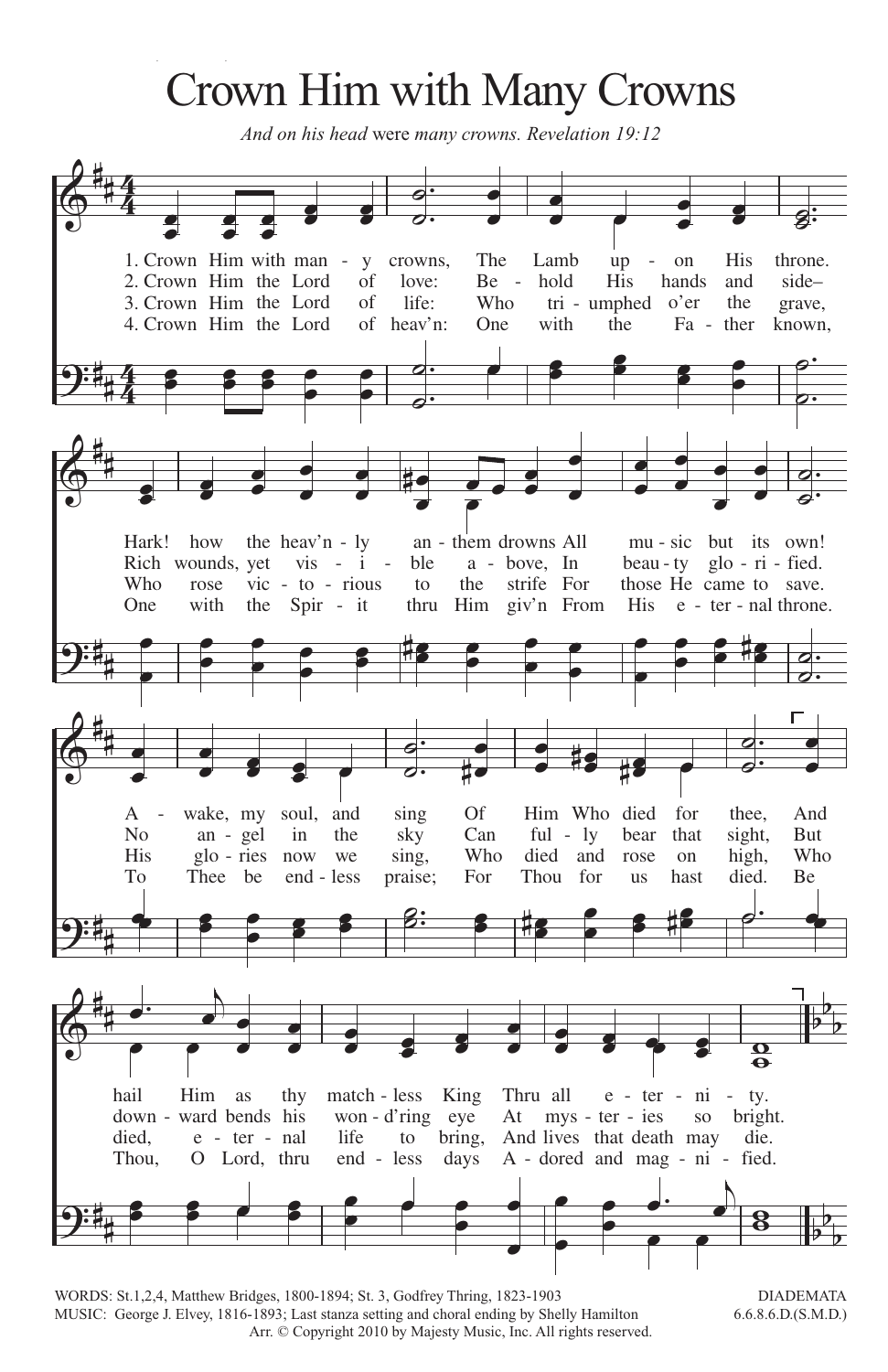# Crown Him with Many Crowns

*And on his head* were *many crowns. Revelation 19:12*

1. Crown Him with many crowns, The Lamb upon His throne. Hark! how the heav'nly anthem drowns All music but its own! Awake, my soul, and sing Of Him Who died for thee, And hail Him as thy matchless King Thru all eternity.

2. Crown Him the Lord of love: Behold His hands and side– Rich wounds, yet visible above, In beauty glorified. No angel in the sky Can fully bear that sight, But downward bends his wond'ring eye At mysteries so bright.

3. Crown Him the Lord of life: Who triumphed o'er the grave, Who rose victorious to the strife For those He came to save. His glories now we sing, Who died and rose on high, Who died, eternal life to bring, And lives that death may die.

4. Crown Him the Lord of heav'n: One with the Father known, One with the Spirit thru Him giv'n From His eternal throne. To Thee be endless praise; For Thou for us hast died. Be Thou, O Lord, thru endless days Adored and magnified.

WORDS: St.1,2,4, Matthew Bridges, 1800-1894; St. 3, Godfrey Thring, 1823-1903
MUSIC: George J. Elvey, 1816-1893; Last stanza setting and choral ending by Shelly Hamilton
Arr. © Copyright 2010 by Majesty Music, Inc. All rights reserved.

DIADEMATA
6.6.8.6.D.(S.M.D.)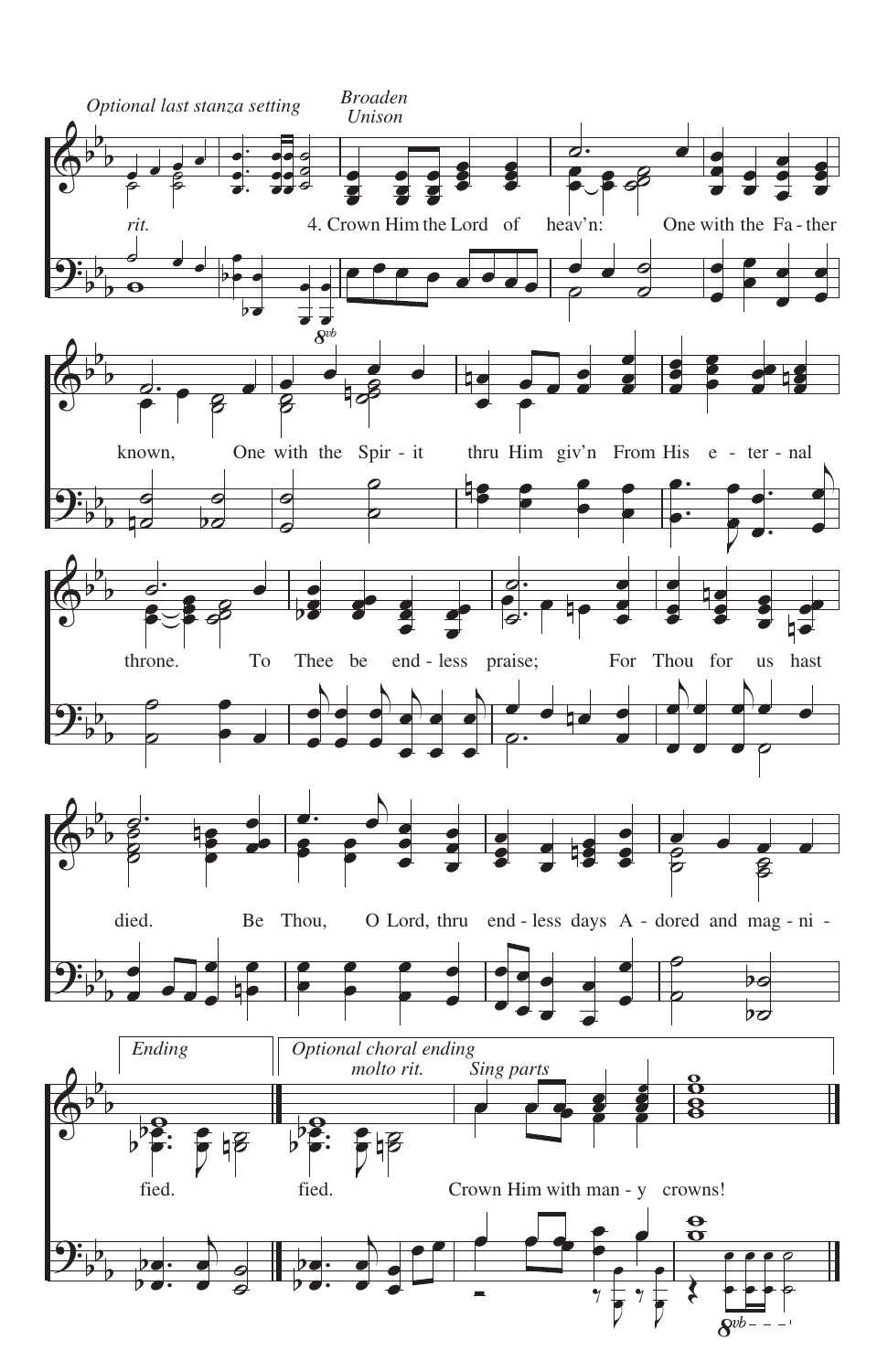*Optional last stanza setting*

*Broaden*
*Unison*

*rit.*

4. Crown Him the Lord of heav'n: One with the Fa - ther known, One with the Spir - it thru Him giv'n From His e - ter - nal throne. To Thee be end - less praise; For Thou for us hast died. Be Thou, O Lord, thru end - less days A - dored and mag - ni -

*Ending*

fied.

*Optional choral ending*

*molto rit.*

*Sing parts*

fied. Crown Him with man - y crowns!

*8vb*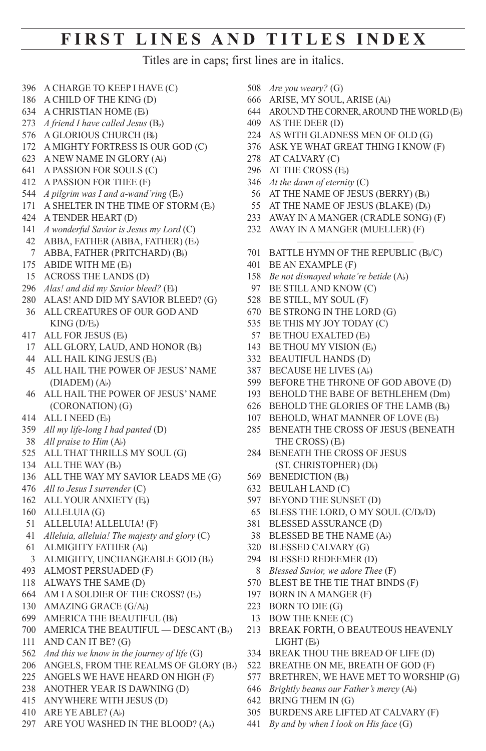# FIRST LINES AND TITLES INDEX

Titles are in caps; first lines are in italics.

396 A CHARGE TO KEEP I HAVE (C)
186 A CHILD OF THE KING (D)
634 A CHRISTIAN HOME (E♭)
273 *A friend I have called Jesus* (B♭)
576 A GLORIOUS CHURCH (B♭)
172 A MIGHTY FORTRESS IS OUR GOD (C)
623 A NEW NAME IN GLORY (A♭)
641 A PASSION FOR SOULS (C)
412 A PASSION FOR THEE (F)
544 *A pilgrim was I and a-wand'ring* (E♭)
171 A SHELTER IN THE TIME OF STORM (E♭)
424 A TENDER HEART (D)
141 *A wonderful Savior is Jesus my Lord* (C)
42 ABBA, FATHER (ABBA, FATHER) (E♭)
7 ABBA, FATHER (PRITCHARD) (B♭)
175 ABIDE WITH ME (E♭)
15 ACROSS THE LANDS (D)
296 *Alas! and did my Savior bleed?* (E♭)
280 ALAS! AND DID MY SAVIOR BLEED? (G)
36 ALL CREATURES OF OUR GOD AND KING (D/E♭)
417 ALL FOR JESUS (E♭)
17 ALL GLORY, LAUD, AND HONOR (B♭)
44 ALL HAIL KING JESUS (E♭)
45 ALL HAIL THE POWER OF JESUS' NAME (DIADEM) (A♭)
46 ALL HAIL THE POWER OF JESUS' NAME (CORONATION) (G)
414 ALL I NEED (E♭)
359 *All my life-long I had panted* (D)
38 *All praise to Him* (A♭)
525 ALL THAT THRILLS MY SOUL (G)
134 ALL THE WAY (B♭)
136 ALL THE WAY MY SAVIOR LEADS ME (G)
476 *All to Jesus I surrender* (C)
162 ALL YOUR ANXIETY (E♭)
160 ALLELUIA (G)
51 ALLELUIA! ALLELUIA! (F)
41 *Alleluia, alleluia! The majesty and glory* (C)
61 ALMIGHTY FATHER (A♭)
3 ALMIGHTY, UNCHANGEABLE GOD (B♭)
493 ALMOST PERSUADED (F)
118 ALWAYS THE SAME (D)
664 AM I A SOLDIER OF THE CROSS? (E♭)
130 AMAZING GRACE (G/A♭)
699 AMERICA THE BEAUTIFUL (B♭)
700 AMERICA THE BEAUTIFUL — DESCANT (B♭)
111 AND CAN IT BE? (G)
562 *And this we know in the journey of life* (G)
206 ANGELS, FROM THE REALMS OF GLORY (B♭)
225 ANGELS WE HAVE HEARD ON HIGH (F)
238 ANOTHER YEAR IS DAWNING (D)
415 ANYWHERE WITH JESUS (D)
410 ARE YE ABLE? (A♭)
297 ARE YOU WASHED IN THE BLOOD? (A♭)
508 *Are you weary?* (G)
666 ARISE, MY SOUL, ARISE (A♭)
644 AROUND THE CORNER, AROUND THE WORLD (E♭)
409 AS THE DEER (D)
224 AS WITH GLADNESS MEN OF OLD (G)
376 ASK YE WHAT GREAT THING I KNOW (F)
278 AT CALVARY (C)
296 AT THE CROSS (E♭)
346 *At the dawn of eternity* (C)
56 AT THE NAME OF JESUS (BERRY) (B♭)
55 AT THE NAME OF JESUS (BLAKE) (D♭)
233 AWAY IN A MANGER (CRADLE SONG) (F)
232 AWAY IN A MANGER (MUELLER) (F)

---

701 BATTLE HYMN OF THE REPUBLIC (B♭/C)
401 BE AN EXAMPLE (F)
158 *Be not dismayed whate're betide* (A♭)
97 BE STILL AND KNOW (C)
528 BE STILL, MY SOUL (F)
670 BE STRONG IN THE LORD (G)
535 BE THIS MY JOY TODAY (C)
57 BE THOU EXALTED (E♭)
143 BE THOU MY VISION (E♭)
332 BEAUTIFUL HANDS (D)
387 BECAUSE HE LIVES (A♭)
599 BEFORE THE THRONE OF GOD ABOVE (D)
193 BEHOLD THE BABE OF BETHLEHEM (Dm)
626 BEHOLD THE GLORIES OF THE LAMB (B♭)
107 BEHOLD, WHAT MANNER OF LOVE (E♭)
285 BENEATH THE CROSS OF JESUS (BENEATH THE CROSS) (E♭)
284 BENEATH THE CROSS OF JESUS (ST. CHRISTOPHER) (D♭)
569 BENEDICTION (B♭)
632 BEULAH LAND (C)
597 BEYOND THE SUNSET (D)
65 BLESS THE LORD, O MY SOUL (C/D♭/D)
381 BLESSED ASSURANCE (D)
38 BLESSED BE THE NAME (A♭)
320 BLESSED CALVARY (G)
294 BLESSED REDEEMER (D)
8 *Blessed Savior, we adore Thee* (F)
570 BLEST BE THE TIE THAT BINDS (F)
197 BORN IN A MANGER (F)
223 BORN TO DIE (G)
13 BOW THE KNEE (C)
213 BREAK FORTH, O BEAUTEOUS HEAVENLY LIGHT (E♭)
334 BREAK THOU THE BREAD OF LIFE (D)
522 BREATHE ON ME, BREATH OF GOD (F)
577 BRETHREN, WE HAVE MET TO WORSHIP (G)
646 *Brightly beams our Father's mercy* (A♭)
642 BRING THEM IN (G)
305 BURDENS ARE LIFTED AT CALVARY (F)
441 *By and by when I look on His face* (G)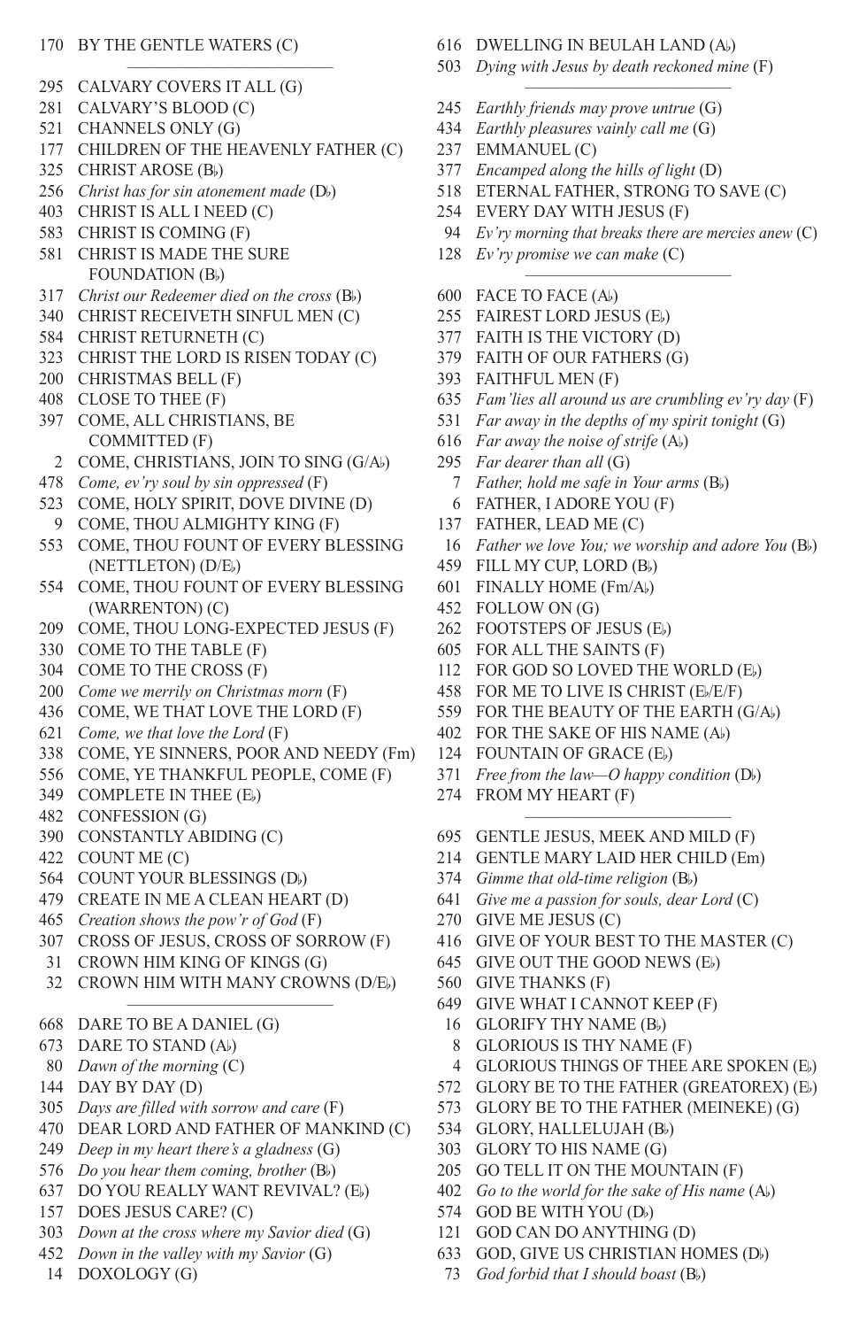170 BY THE GENTLE WATERS (C)

---

295 CALVARY COVERS IT ALL (G)
281 CALVARY'S BLOOD (C)
521 CHANNELS ONLY (G)
177 CHILDREN OF THE HEAVENLY FATHER (C)
325 CHRIST AROSE (B♭)
256 *Christ has for sin atonement made* (D♭)
403 CHRIST IS ALL I NEED (C)
583 CHRIST IS COMING (F)
581 CHRIST IS MADE THE SURE FOUNDATION (B♭)
317 *Christ our Redeemer died on the cross* (B♭)
340 CHRIST RECEIVETH SINFUL MEN (C)
584 CHRIST RETURNETH (C)
323 CHRIST THE LORD IS RISEN TODAY (C)
200 CHRISTMAS BELL (F)
408 CLOSE TO THEE (F)
397 COME, ALL CHRISTIANS, BE COMMITTED (F)
2 COME, CHRISTIANS, JOIN TO SING (G/A♭)
478 *Come, ev'ry soul by sin oppressed* (F)
523 COME, HOLY SPIRIT, DOVE DIVINE (D)
9 COME, THOU ALMIGHTY KING (F)
553 COME, THOU FOUNT OF EVERY BLESSING (NETTLETON) (D/E♭)
554 COME, THOU FOUNT OF EVERY BLESSING (WARRENTON) (C)
209 COME, THOU LONG-EXPECTED JESUS (F)
330 COME TO THE TABLE (F)
304 COME TO THE CROSS (F)
200 *Come we merrily on Christmas morn* (F)
436 COME, WE THAT LOVE THE LORD (F)
621 *Come, we that love the Lord* (F)
338 COME, YE SINNERS, POOR AND NEEDY (Fm)
556 COME, YE THANKFUL PEOPLE, COME (F)
349 COMPLETE IN THEE (E♭)
482 CONFESSION (G)
390 CONSTANTLY ABIDING (C)
422 COUNT ME (C)
564 COUNT YOUR BLESSINGS (D♭)
479 CREATE IN ME A CLEAN HEART (D)
465 *Creation shows the pow'r of God* (F)
307 CROSS OF JESUS, CROSS OF SORROW (F)
31 CROWN HIM KING OF KINGS (G)
32 CROWN HIM WITH MANY CROWNS (D/E♭)

---

668 DARE TO BE A DANIEL (G)
673 DARE TO STAND (A♭)
80 *Dawn of the morning* (C)
144 DAY BY DAY (D)
305 *Days are filled with sorrow and care* (F)
470 DEAR LORD AND FATHER OF MANKIND (C)
249 *Deep in my heart there's a gladness* (G)
576 *Do you hear them coming, brother* (B♭)
637 DO YOU REALLY WANT REVIVAL? (E♭)
157 DOES JESUS CARE? (C)
303 *Down at the cross where my Savior died* (G)
452 *Down in the valley with my Savior* (G)
14 DOXOLOGY (G)
616 DWELLING IN BEULAH LAND (A♭)
503 *Dying with Jesus by death reckoned mine* (F)

---

245 *Earthly friends may prove untrue* (G)
434 *Earthly pleasures vainly call me* (G)
237 EMMANUEL (C)
377 *Encamped along the hills of light* (D)
518 ETERNAL FATHER, STRONG TO SAVE (C)
254 EVERY DAY WITH JESUS (F)
94 *Ev'ry morning that breaks there are mercies anew* (C)
128 *Ev'ry promise we can make* (C)

---

600 FACE TO FACE (A♭)
255 FAIREST LORD JESUS (E♭)
377 FAITH IS THE VICTORY (D)
379 FAITH OF OUR FATHERS (G)
393 FAITHFUL MEN (F)
635 *Fam'lies all around us are crumbling ev'ry day* (F)
531 *Far away in the depths of my spirit tonight* (G)
616 *Far away the noise of strife* (A♭)
295 *Far dearer than all* (G)
7 *Father, hold me safe in Your arms* (B♭)
6 FATHER, I ADORE YOU (F)
137 FATHER, LEAD ME (C)
16 *Father we love You; we worship and adore You* (B♭)
459 FILL MY CUP, LORD (B♭)
601 FINALLY HOME (Fm/A♭)
452 FOLLOW ON (G)
262 FOOTSTEPS OF JESUS (E♭)
605 FOR ALL THE SAINTS (F)
112 FOR GOD SO LOVED THE WORLD (E♭)
458 FOR ME TO LIVE IS CHRIST (E♭/E/F)
559 FOR THE BEAUTY OF THE EARTH (G/A♭)
402 FOR THE SAKE OF HIS NAME (A♭)
124 FOUNTAIN OF GRACE (E♭)
371 *Free from the law—O happy condition* (D♭)
274 FROM MY HEART (F)

---

695 GENTLE JESUS, MEEK AND MILD (F)
214 GENTLE MARY LAID HER CHILD (Em)
374 *Gimme that old-time religion* (B♭)
641 *Give me a passion for souls, dear Lord* (C)
270 GIVE ME JESUS (C)
416 GIVE OF YOUR BEST TO THE MASTER (C)
645 GIVE OUT THE GOOD NEWS (E♭)
560 GIVE THANKS (F)
649 GIVE WHAT I CANNOT KEEP (F)
16 GLORIFY THY NAME (B♭)
8 GLORIOUS IS THY NAME (F)
4 GLORIOUS THINGS OF THEE ARE SPOKEN (E♭)
572 GLORY BE TO THE FATHER (GREATOREX) (E♭)
573 GLORY BE TO THE FATHER (MEINEKE) (G)
534 GLORY, HALLELUJAH (B♭)
303 GLORY TO HIS NAME (G)
205 GO TELL IT ON THE MOUNTAIN (F)
402 *Go to the world for the sake of His name* (A♭)
574 GOD BE WITH YOU (D♭)
121 GOD CAN DO ANYTHING (D)
633 GOD, GIVE US CHRISTIAN HOMES (D♭)
73 *God forbid that I should boast* (B♭)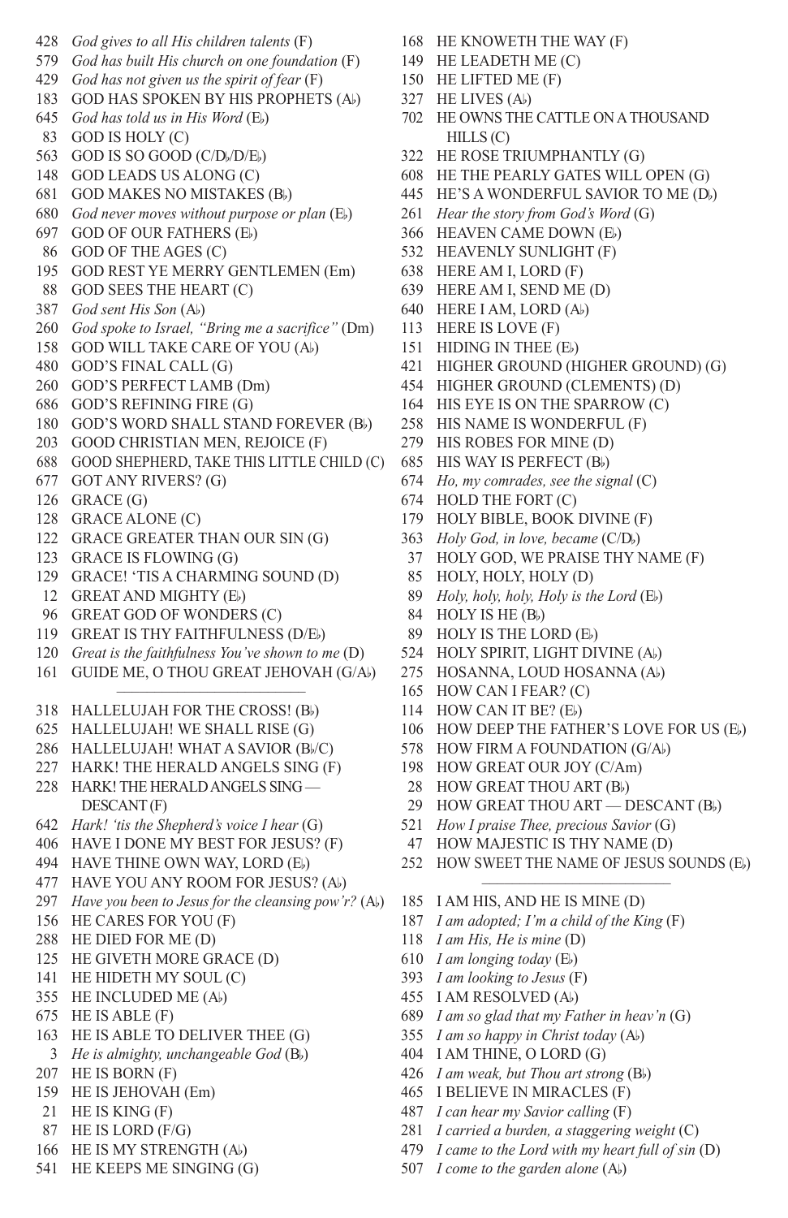428 *God gives to all His children talents* (F)
579 *God has built His church on one foundation* (F)
429 *God has not given us the spirit of fear* (F)
183 GOD HAS SPOKEN BY HIS PROPHETS (A♭)
645 *God has told us in His Word* (E♭)
83 GOD IS HOLY (C)
563 GOD IS SO GOOD (C/D♭/D/E♭)
148 GOD LEADS US ALONG (C)
681 GOD MAKES NO MISTAKES (B♭)
680 *God never moves without purpose or plan* (E♭)
697 GOD OF OUR FATHERS (E♭)
86 GOD OF THE AGES (C)
195 GOD REST YE MERRY GENTLEMEN (Em)
88 GOD SEES THE HEART (C)
387 *God sent His Son* (A♭)
260 *God spoke to Israel, "Bring me a sacrifice"* (Dm)
158 GOD WILL TAKE CARE OF YOU (A♭)
480 GOD'S FINAL CALL (G)
260 GOD'S PERFECT LAMB (Dm)
686 GOD'S REFINING FIRE (G)
180 GOD'S WORD SHALL STAND FOREVER (B♭)
203 GOOD CHRISTIAN MEN, REJOICE (F)
688 GOOD SHEPHERD, TAKE THIS LITTLE CHILD (C)
677 GOT ANY RIVERS? (G)
126 GRACE (G)
128 GRACE ALONE (C)
122 GRACE GREATER THAN OUR SIN (G)
123 GRACE IS FLOWING (G)
129 GRACE! 'TIS A CHARMING SOUND (D)
12 GREAT AND MIGHTY (E♭)
96 GREAT GOD OF WONDERS (C)
119 GREAT IS THY FAITHFULNESS (D/E♭)
120 *Great is the faithfulness You've shown to me* (D)
161 GUIDE ME, O THOU GREAT JEHOVAH (G/A♭)

---

318 HALLELUJAH FOR THE CROSS! (B♭)
625 HALLELUJAH! WE SHALL RISE (G)
286 HALLELUJAH! WHAT A SAVIOR (B♭/C)
227 HARK! THE HERALD ANGELS SING (F)
228 HARK! THE HERALD ANGELS SING — DESCANT (F)
642 *Hark! 'tis the Shepherd's voice I hear* (G)
406 HAVE I DONE MY BEST FOR JESUS? (F)
494 HAVE THINE OWN WAY, LORD (E♭)
477 HAVE YOU ANY ROOM FOR JESUS? (A♭)
297 *Have you been to Jesus for the cleansing pow'r?* (A♭)
156 HE CARES FOR YOU (F)
288 HE DIED FOR ME (D)
125 HE GIVETH MORE GRACE (D)
141 HE HIDETH MY SOUL (C)
355 HE INCLUDED ME (A♭)
675 HE IS ABLE (F)
163 HE IS ABLE TO DELIVER THEE (G)
3 *He is almighty, unchangeable God* (B♭)
207 HE IS BORN (F)
159 HE IS JEHOVAH (Em)
21 HE IS KING (F)
87 HE IS LORD (F/G)
166 HE IS MY STRENGTH (A♭)
541 HE KEEPS ME SINGING (G)
168 HE KNOWETH THE WAY (F)
149 HE LEADETH ME (C)
150 HE LIFTED ME (F)
327 HE LIVES (A♭)
702 HE OWNS THE CATTLE ON A THOUSAND HILLS (C)
322 HE ROSE TRIUMPHANTLY (G)
608 HE THE PEARLY GATES WILL OPEN (G)
445 HE'S A WONDERFUL SAVIOR TO ME (D♭)
261 *Hear the story from God's Word* (G)
366 HEAVEN CAME DOWN (E♭)
532 HEAVENLY SUNLIGHT (F)
638 HERE AM I, LORD (F)
639 HERE AM I, SEND ME (D)
640 HERE I AM, LORD (A♭)
113 HERE IS LOVE (F)
151 HIDING IN THEE (E♭)
421 HIGHER GROUND (HIGHER GROUND) (G)
454 HIGHER GROUND (CLEMENTS) (D)
164 HIS EYE IS ON THE SPARROW (C)
258 HIS NAME IS WONDERFUL (F)
279 HIS ROBES FOR MINE (D)
685 HIS WAY IS PERFECT (B♭)
674 *Ho, my comrades, see the signal* (C)
674 HOLD THE FORT (C)
179 HOLY BIBLE, BOOK DIVINE (F)
363 *Holy God, in love, became* (C/D♭)
37 HOLY GOD, WE PRAISE THY NAME (F)
85 HOLY, HOLY, HOLY (D)
89 *Holy, holy, holy, Holy is the Lord* (E♭)
84 HOLY IS HE (B♭)
89 HOLY IS THE LORD (E♭)
524 HOLY SPIRIT, LIGHT DIVINE (A♭)
275 HOSANNA, LOUD HOSANNA (A♭)
165 HOW CAN I FEAR? (C)
114 HOW CAN IT BE? (E♭)
106 HOW DEEP THE FATHER'S LOVE FOR US (E♭)
578 HOW FIRM A FOUNDATION (G/A♭)
198 HOW GREAT OUR JOY (C/Am)
28 HOW GREAT THOU ART (B♭)
29 HOW GREAT THOU ART — DESCANT (B♭)
521 *How I praise Thee, precious Savior* (G)
47 HOW MAJESTIC IS THY NAME (D)
252 HOW SWEET THE NAME OF JESUS SOUNDS (E♭)

---

185 I AM HIS, AND HE IS MINE (D)
187 *I am adopted; I'm a child of the King* (F)
118 *I am His, He is mine* (D)
610 *I am longing today* (E♭)
393 *I am looking to Jesus* (F)
455 I AM RESOLVED (A♭)
689 *I am so glad that my Father in heav'n* (G)
355 *I am so happy in Christ today* (A♭)
404 I AM THINE, O LORD (G)
426 *I am weak, but Thou art strong* (B♭)
465 I BELIEVE IN MIRACLES (F)
487 *I can hear my Savior calling* (F)
281 *I carried a burden, a staggering weight* (C)
479 *I came to the Lord with my heart full of sin* (D)
507 *I come to the garden alone* (A♭)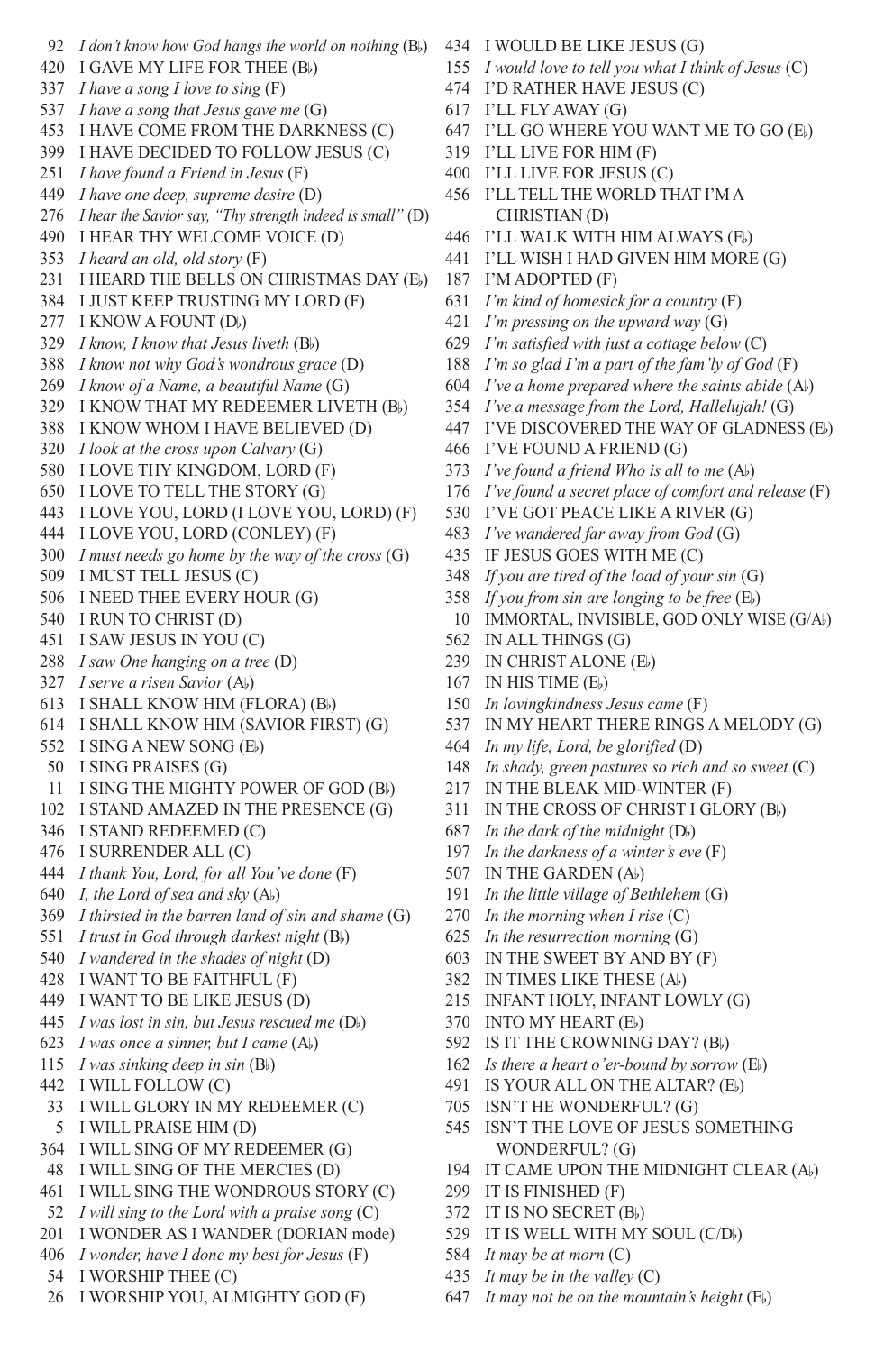92 *I don't know how God hangs the world on nothing* (B♭)
420 I GAVE MY LIFE FOR THEE (B♭)
337 *I have a song I love to sing* (F)
537 *I have a song that Jesus gave me* (G)
453 I HAVE COME FROM THE DARKNESS (C)
399 I HAVE DECIDED TO FOLLOW JESUS (C)
251 *I have found a Friend in Jesus* (F)
449 *I have one deep, supreme desire* (D)
276 *I hear the Savior say, "Thy strength indeed is small"* (D)
490 I HEAR THY WELCOME VOICE (D)
353 *I heard an old, old story* (F)
231 I HEARD THE BELLS ON CHRISTMAS DAY (E♭)
384 I JUST KEEP TRUSTING MY LORD (F)
277 I KNOW A FOUNT (D♭)
329 *I know, I know that Jesus liveth* (B♭)
388 *I know not why God's wondrous grace* (D)
269 *I know of a Name, a beautiful Name* (G)
329 I KNOW THAT MY REDEEMER LIVETH (B♭)
388 I KNOW WHOM I HAVE BELIEVED (D)
320 *I look at the cross upon Calvary* (G)
580 I LOVE THY KINGDOM, LORD (F)
650 I LOVE TO TELL THE STORY (G)
443 I LOVE YOU, LORD (I LOVE YOU, LORD) (F)
444 I LOVE YOU, LORD (CONLEY) (F)
300 *I must needs go home by the way of the cross* (G)
509 I MUST TELL JESUS (C)
506 I NEED THEE EVERY HOUR (G)
540 I RUN TO CHRIST (D)
451 I SAW JESUS IN YOU (C)
288 *I saw One hanging on a tree* (D)
327 *I serve a risen Savior* (A♭)
613 I SHALL KNOW HIM (FLORA) (B♭)
614 I SHALL KNOW HIM (SAVIOR FIRST) (G)
552 I SING A NEW SONG (E♭)
50 I SING PRAISES (G)
11 I SING THE MIGHTY POWER OF GOD (B♭)
102 I STAND AMAZED IN THE PRESENCE (G)
346 I STAND REDEEMED (C)
476 I SURRENDER ALL (C)
444 *I thank You, Lord, for all You've done* (F)
640 *I, the Lord of sea and sky* (A♭)
369 *I thirsted in the barren land of sin and shame* (G)
551 *I trust in God through darkest night* (B♭)
540 *I wandered in the shades of night* (D)
428 I WANT TO BE FAITHFUL (F)
449 I WANT TO BE LIKE JESUS (D)
445 *I was lost in sin, but Jesus rescued me* (D♭)
623 *I was once a sinner, but I came* (A♭)
115 *I was sinking deep in sin* (B♭)
442 I WILL FOLLOW (C)
33 I WILL GLORY IN MY REDEEMER (C)
5 I WILL PRAISE HIM (D)
364 I WILL SING OF MY REDEEMER (G)
48 I WILL SING OF THE MERCIES (D)
461 I WILL SING THE WONDROUS STORY (C)
52 *I will sing to the Lord with a praise song* (C)
201 I WONDER AS I WANDER (DORIAN mode)
406 *I wonder, have I done my best for Jesus* (F)
54 I WORSHIP THEE (C)
26 I WORSHIP YOU, ALMIGHTY GOD (F)
434 I WOULD BE LIKE JESUS (G)
155 *I would love to tell you what I think of Jesus* (C)
474 I'D RATHER HAVE JESUS (C)
617 I'LL FLY AWAY (G)
647 I'LL GO WHERE YOU WANT ME TO GO (E♭)
319 I'LL LIVE FOR HIM (F)
400 I'LL LIVE FOR JESUS (C)
456 I'LL TELL THE WORLD THAT I'M A CHRISTIAN (D)
446 I'LL WALK WITH HIM ALWAYS (E♭)
441 I'LL WISH I HAD GIVEN HIM MORE (G)
187 I'M ADOPTED (F)
631 *I'm kind of homesick for a country* (F)
421 *I'm pressing on the upward way* (G)
629 *I'm satisfied with just a cottage below* (C)
188 *I'm so glad I'm a part of the fam'ly of God* (F)
604 *I've a home prepared where the saints abide* (A♭)
354 *I've a message from the Lord, Hallelujah!* (G)
447 I'VE DISCOVERED THE WAY OF GLADNESS (E♭)
466 I'VE FOUND A FRIEND (G)
373 *I've found a friend Who is all to me* (A♭)
176 *I've found a secret place of comfort and release* (F)
530 I'VE GOT PEACE LIKE A RIVER (G)
483 *I've wandered far away from God* (G)
435 IF JESUS GOES WITH ME (C)
348 *If you are tired of the load of your sin* (G)
358 *If you from sin are longing to be free* (E♭)
10 IMMORTAL, INVISIBLE, GOD ONLY WISE (G/A♭)
562 IN ALL THINGS (G)
239 IN CHRIST ALONE (E♭)
167 IN HIS TIME (E♭)
150 *In lovingkindness Jesus came* (F)
537 IN MY HEART THERE RINGS A MELODY (G)
464 *In my life, Lord, be glorified* (D)
148 *In shady, green pastures so rich and so sweet* (C)
217 IN THE BLEAK MID-WINTER (F)
311 IN THE CROSS OF CHRIST I GLORY (B♭)
687 *In the dark of the midnight* (D♭)
197 *In the darkness of a winter's eve* (F)
507 IN THE GARDEN (A♭)
191 *In the little village of Bethlehem* (G)
270 *In the morning when I rise* (C)
625 *In the resurrection morning* (G)
603 IN THE SWEET BY AND BY (F)
382 IN TIMES LIKE THESE (A♭)
215 INFANT HOLY, INFANT LOWLY (G)
370 INTO MY HEART (E♭)
592 IS IT THE CROWNING DAY? (B♭)
162 *Is there a heart o'er-bound by sorrow* (E♭)
491 IS YOUR ALL ON THE ALTAR? (E♭)
705 ISN'T HE WONDERFUL? (G)
545 ISN'T THE LOVE OF JESUS SOMETHING WONDERFUL? (G)
194 IT CAME UPON THE MIDNIGHT CLEAR (A♭)
299 IT IS FINISHED (F)
372 IT IS NO SECRET (B♭)
529 IT IS WELL WITH MY SOUL (C/D♭)
584 *It may be at morn* (C)
435 *It may be in the valley* (C)
647 *It may not be on the mountain's height* (E♭)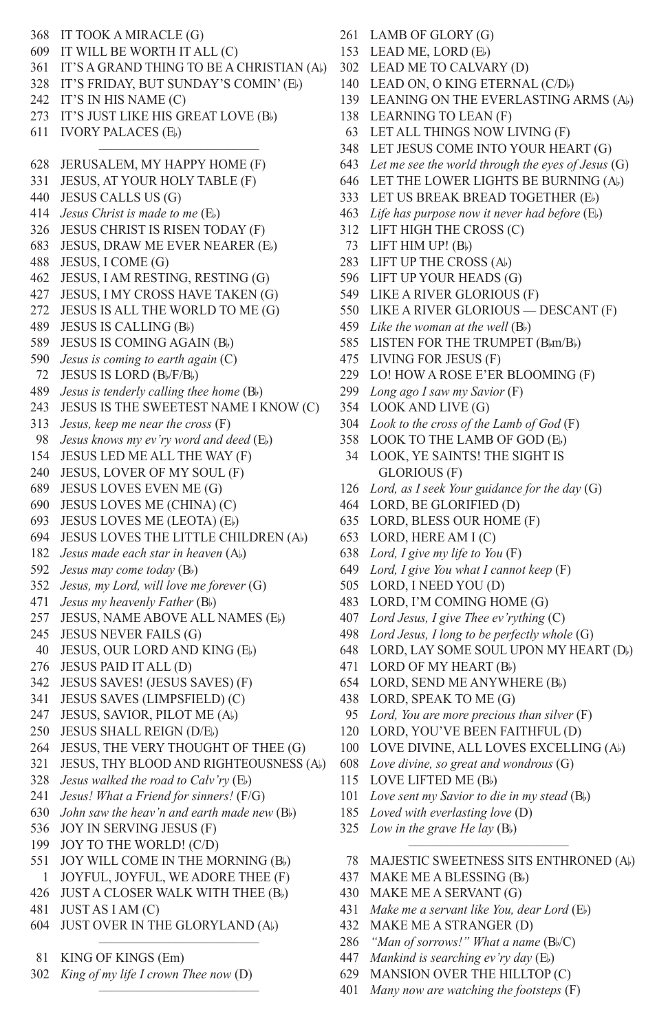368 IT TOOK A MIRACLE (G)
609 IT WILL BE WORTH IT ALL (C)
361 IT'S A GRAND THING TO BE A CHRISTIAN (A♭)
328 IT'S FRIDAY, BUT SUNDAY'S COMIN' (E♭)
242 IT'S IN HIS NAME (C)
273 IT'S JUST LIKE HIS GREAT LOVE (B♭)
611 IVORY PALACES (E♭)

---

628 JERUSALEM, MY HAPPY HOME (F)
331 JESUS, AT YOUR HOLY TABLE (F)
440 JESUS CALLS US (G)
414 *Jesus Christ is made to me* (E♭)
326 JESUS CHRIST IS RISEN TODAY (F)
683 JESUS, DRAW ME EVER NEARER (E♭)
488 JESUS, I COME (G)
462 JESUS, I AM RESTING, RESTING (G)
427 JESUS, I MY CROSS HAVE TAKEN (G)
272 JESUS IS ALL THE WORLD TO ME (G)
489 JESUS IS CALLING (B♭)
589 JESUS IS COMING AGAIN (B♭)
590 *Jesus is coming to earth again* (C)
72 JESUS IS LORD (B♭/F/B♭)
489 *Jesus is tenderly calling thee home* (B♭)
243 JESUS IS THE SWEETEST NAME I KNOW (C)
313 *Jesus, keep me near the cross* (F)
98 *Jesus knows my ev'ry word and deed* (E♭)
154 JESUS LED ME ALL THE WAY (F)
240 JESUS, LOVER OF MY SOUL (F)
689 JESUS LOVES EVEN ME (G)
690 JESUS LOVES ME (CHINA) (C)
693 JESUS LOVES ME (LEOTA) (E♭)
694 JESUS LOVES THE LITTLE CHILDREN (A♭)
182 *Jesus made each star in heaven* (A♭)
592 *Jesus may come today* (B♭)
352 *Jesus, my Lord, will love me forever* (G)
471 *Jesus my heavenly Father* (B♭)
257 JESUS, NAME ABOVE ALL NAMES (E♭)
245 JESUS NEVER FAILS (G)
40 JESUS, OUR LORD AND KING (E♭)
276 JESUS PAID IT ALL (D)
342 JESUS SAVES! (JESUS SAVES) (F)
341 JESUS SAVES (LIMPSFIELD) (C)
247 JESUS, SAVIOR, PILOT ME (A♭)
250 JESUS SHALL REIGN (D/E♭)
264 JESUS, THE VERY THOUGHT OF THEE (G)
321 JESUS, THY BLOOD AND RIGHTEOUSNESS (A♭)
328 *Jesus walked the road to Calv'ry* (E♭)
241 *Jesus! What a Friend for sinners!* (F/G)
630 *John saw the heav'n and earth made new* (B♭)
536 JOY IN SERVING JESUS (F)
199 JOY TO THE WORLD! (C/D)
551 JOY WILL COME IN THE MORNING (B♭)
1 JOYFUL, JOYFUL, WE ADORE THEE (F)
426 JUST A CLOSER WALK WITH THEE (B♭)
481 JUST AS I AM (C)
604 JUST OVER IN THE GLORYLAND (A♭)

---

81 KING OF KINGS (Em)
302 *King of my life I crown Thee now* (D)

---

261 LAMB OF GLORY (G)
153 LEAD ME, LORD (E♭)
302 LEAD ME TO CALVARY (D)
140 LEAD ON, O KING ETERNAL (C/D♭)
139 LEANING ON THE EVERLASTING ARMS (A♭)
138 LEARNING TO LEAN (F)
63 LET ALL THINGS NOW LIVING (F)
348 LET JESUS COME INTO YOUR HEART (G)
643 *Let me see the world through the eyes of Jesus* (G)
646 LET THE LOWER LIGHTS BE BURNING (A♭)
333 LET US BREAK BREAD TOGETHER (E♭)
463 *Life has purpose now it never had before* (E♭)
312 LIFT HIGH THE CROSS (C)
73 LIFT HIM UP! (B♭)
283 LIFT UP THE CROSS (A♭)
596 LIFT UP YOUR HEADS (G)
549 LIKE A RIVER GLORIOUS (F)
550 LIKE A RIVER GLORIOUS — DESCANT (F)
459 *Like the woman at the well* (B♭)
585 LISTEN FOR THE TRUMPET (B♭m/B♭)
475 LIVING FOR JESUS (F)
229 LO! HOW A ROSE E'ER BLOOMING (F)
299 *Long ago I saw my Savior* (F)
354 LOOK AND LIVE (G)
304 *Look to the cross of the Lamb of God* (F)
358 LOOK TO THE LAMB OF GOD (E♭)
34 LOOK, YE SAINTS! THE SIGHT IS GLORIOUS (F)
126 *Lord, as I seek Your guidance for the day* (G)
464 LORD, BE GLORIFIED (D)
635 LORD, BLESS OUR HOME (F)
653 LORD, HERE AM I (C)
638 *Lord, I give my life to You* (F)
649 *Lord, I give You what I cannot keep* (F)
505 LORD, I NEED YOU (D)
483 LORD, I'M COMING HOME (G)
407 *Lord Jesus, I give Thee ev'rything* (C)
498 *Lord Jesus, I long to be perfectly whole* (G)
648 LORD, LAY SOME SOUL UPON MY HEART (D♭)
471 LORD OF MY HEART (B♭)
654 LORD, SEND ME ANYWHERE (B♭)
438 LORD, SPEAK TO ME (G)
95 *Lord, You are more precious than silver* (F)
120 LORD, YOU'VE BEEN FAITHFUL (D)
100 LOVE DIVINE, ALL LOVES EXCELLING (A♭)
608 *Love divine, so great and wondrous* (G)
115 LOVE LIFTED ME (B♭)
101 *Love sent my Savior to die in my stead* (B♭)
185 *Loved with everlasting love* (D)
325 *Low in the grave He lay* (B♭)

---

78 MAJESTIC SWEETNESS SITS ENTHRONED (A♭)
437 MAKE ME A BLESSING (B♭)
430 MAKE ME A SERVANT (G)
431 *Make me a servant like You, dear Lord* (E♭)
432 MAKE ME A STRANGER (D)
286 *"Man of sorrows!" What a name* (B♭/C)
447 *Mankind is searching ev'ry day* (E♭)
629 MANSION OVER THE HILLTOP (C)
401 *Many now are watching the footsteps* (F)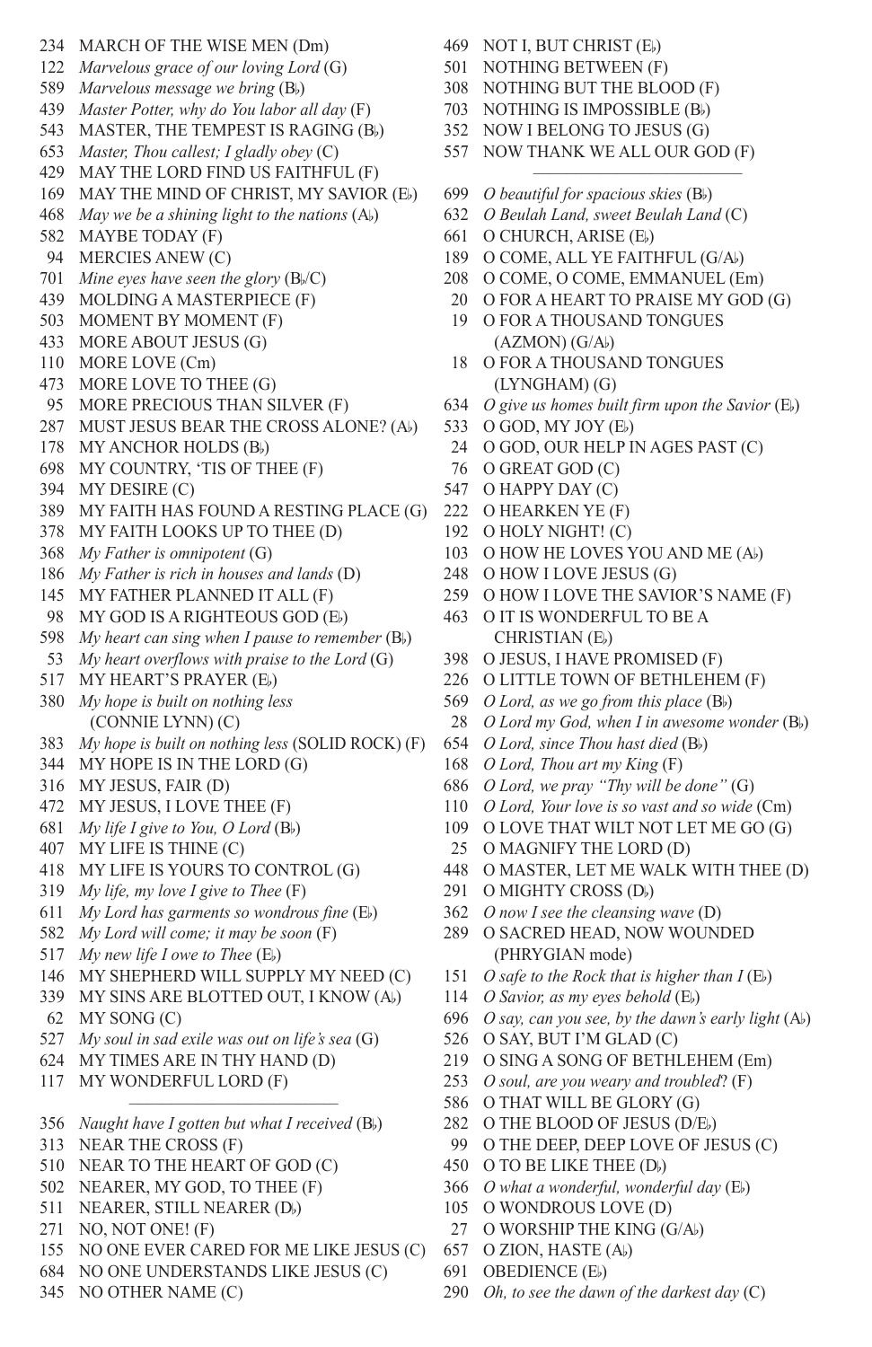234 MARCH OF THE WISE MEN (Dm)
122 *Marvelous grace of our loving Lord* (G)
589 *Marvelous message we bring* (B♭)
439 *Master Potter, why do You labor all day* (F)
543 MASTER, THE TEMPEST IS RAGING (B♭)
653 *Master, Thou callest; I gladly obey* (C)
429 MAY THE LORD FIND US FAITHFUL (F)
169 MAY THE MIND OF CHRIST, MY SAVIOR (E♭)
468 *May we be a shining light to the nations* (A♭)
582 MAYBE TODAY (F)
94 MERCIES ANEW (C)
701 *Mine eyes have seen the glory* (B♭/C)
439 MOLDING A MASTERPIECE (F)
503 MOMENT BY MOMENT (F)
433 MORE ABOUT JESUS (G)
110 MORE LOVE (Cm)
473 MORE LOVE TO THEE (G)
95 MORE PRECIOUS THAN SILVER (F)
287 MUST JESUS BEAR THE CROSS ALONE? (A♭)
178 MY ANCHOR HOLDS (B♭)
698 MY COUNTRY, 'TIS OF THEE (F)
394 MY DESIRE (C)
389 MY FAITH HAS FOUND A RESTING PLACE (G)
378 MY FAITH LOOKS UP TO THEE (D)
368 *My Father is omnipotent* (G)
186 *My Father is rich in houses and lands* (D)
145 MY FATHER PLANNED IT ALL (F)
98 MY GOD IS A RIGHTEOUS GOD (E♭)
598 *My heart can sing when I pause to remember* (B♭)
53 *My heart overflows with praise to the Lord* (G)
517 MY HEART'S PRAYER (E♭)
380 *My hope is built on nothing less* (CONNIE LYNN) (C)
383 *My hope is built on nothing less* (SOLID ROCK) (F)
344 MY HOPE IS IN THE LORD (G)
316 MY JESUS, FAIR (D)
472 MY JESUS, I LOVE THEE (F)
681 *My life I give to You, O Lord* (B♭)
407 MY LIFE IS THINE (C)
418 MY LIFE IS YOURS TO CONTROL (G)
319 *My life, my love I give to Thee* (F)
611 *My Lord has garments so wondrous fine* (E♭)
582 *My Lord will come; it may be soon* (F)
517 *My new life I owe to Thee* (E♭)
146 MY SHEPHERD WILL SUPPLY MY NEED (C)
339 MY SINS ARE BLOTTED OUT, I KNOW (A♭)
62 MY SONG (C)
527 *My soul in sad exile was out on life's sea* (G)
624 MY TIMES ARE IN THY HAND (D)
117 MY WONDERFUL LORD (F)

---

356 *Naught have I gotten but what I received* (B♭)
313 NEAR THE CROSS (F)
510 NEAR TO THE HEART OF GOD (C)
502 NEARER, MY GOD, TO THEE (F)
511 NEARER, STILL NEARER (D♭)
271 NO, NOT ONE! (F)
155 NO ONE EVER CARED FOR ME LIKE JESUS (C)
684 NO ONE UNDERSTANDS LIKE JESUS (C)
345 NO OTHER NAME (C)
469 NOT I, BUT CHRIST (E♭)
501 NOTHING BETWEEN (F)
308 NOTHING BUT THE BLOOD (F)
703 NOTHING IS IMPOSSIBLE (B♭)
352 NOW I BELONG TO JESUS (G)
557 NOW THANK WE ALL OUR GOD (F)

---

699 *O beautiful for spacious skies* (B♭)
632 *O Beulah Land, sweet Beulah Land* (C)
661 O CHURCH, ARISE (E♭)
189 O COME, ALL YE FAITHFUL (G/A♭)
208 O COME, O COME, EMMANUEL (Em)
20 O FOR A HEART TO PRAISE MY GOD (G)
19 O FOR A THOUSAND TONGUES (AZMON) (G/A♭)
18 O FOR A THOUSAND TONGUES (LYNGHAM) (G)
634 *O give us homes built firm upon the Savior* (E♭)
533 O GOD, MY JOY (E♭)
24 O GOD, OUR HELP IN AGES PAST (C)
76 O GREAT GOD (C)
547 O HAPPY DAY (C)
222 O HEARKEN YE (F)
192 O HOLY NIGHT! (C)
103 O HOW HE LOVES YOU AND ME (A♭)
248 O HOW I LOVE JESUS (G)
259 O HOW I LOVE THE SAVIOR'S NAME (F)
463 O IT IS WONDERFUL TO BE A CHRISTIAN (E♭)
398 O JESUS, I HAVE PROMISED (F)
226 O LITTLE TOWN OF BETHLEHEM (F)
569 *O Lord, as we go from this place* (B♭)
28 *O Lord my God, when I in awesome wonder* (B♭)
654 *O Lord, since Thou hast died* (B♭)
168 *O Lord, Thou art my King* (F)
686 *O Lord, we pray "Thy will be done"* (G)
110 *O Lord, Your love is so vast and so wide* (Cm)
109 O LOVE THAT WILT NOT LET ME GO (G)
25 O MAGNIFY THE LORD (D)
448 O MASTER, LET ME WALK WITH THEE (D)
291 O MIGHTY CROSS (D♭)
362 *O now I see the cleansing wave* (D)
289 O SACRED HEAD, NOW WOUNDED (PHRYGIAN mode)
151 *O safe to the Rock that is higher than I* (E♭)
114 *O Savior, as my eyes behold* (E♭)
696 *O say, can you see, by the dawn's early light* (A♭)
526 O SAY, BUT I'M GLAD (C)
219 O SING A SONG OF BETHLEHEM (Em)
253 *O soul, are you weary and troubled*? (F)
586 O THAT WILL BE GLORY (G)
282 O THE BLOOD OF JESUS (D/E♭)
99 O THE DEEP, DEEP LOVE OF JESUS (C)
450 O TO BE LIKE THEE (D♭)
366 *O what a wonderful, wonderful day* (E♭)
105 O WONDROUS LOVE (D)
27 O WORSHIP THE KING (G/A♭)
657 O ZION, HASTE (A♭)
691 OBEDIENCE (E♭)
290 *Oh, to see the dawn of the darkest day* (C)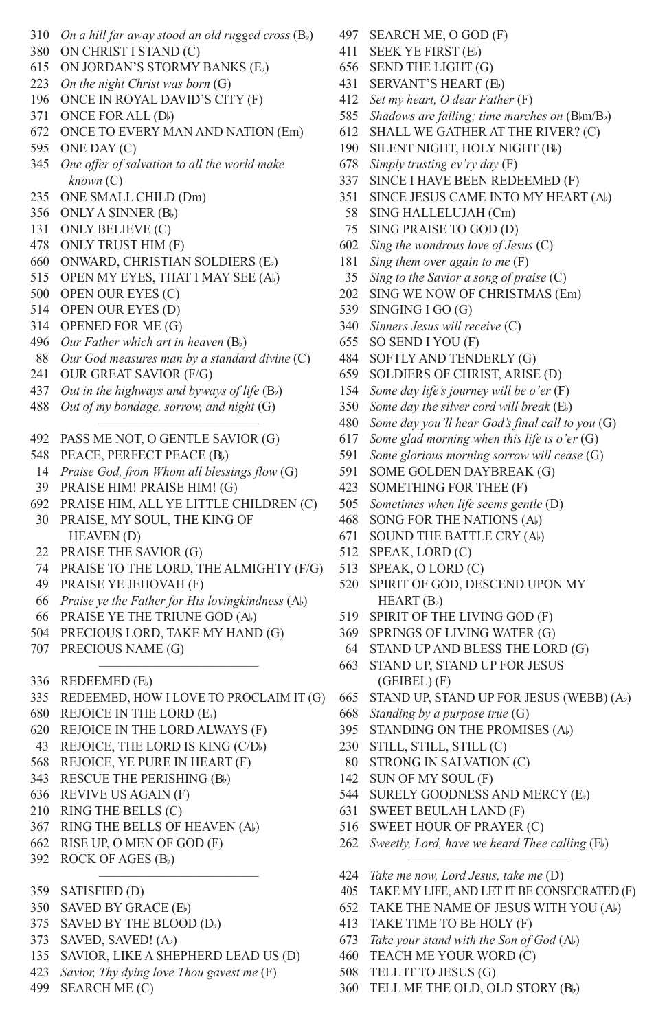310 *On a hill far away stood an old rugged cross* (B♭)
380 ON CHRIST I STAND (C)
615 ON JORDAN'S STORMY BANKS (E♭)
223 *On the night Christ was born* (G)
196 ONCE IN ROYAL DAVID'S CITY (F)
371 ONCE FOR ALL (D♭)
672 ONCE TO EVERY MAN AND NATION (Em)
595 ONE DAY (C)
345 *One offer of salvation to all the world make known* (C)
235 ONE SMALL CHILD (Dm)
356 ONLY A SINNER (B♭)
131 ONLY BELIEVE (C)
478 ONLY TRUST HIM (F)
660 ONWARD, CHRISTIAN SOLDIERS (E♭)
515 OPEN MY EYES, THAT I MAY SEE (A♭)
500 OPEN OUR EYES (C)
514 OPEN OUR EYES (D)
314 OPENED FOR ME (G)
496 *Our Father which art in heaven* (B♭)
88 *Our God measures man by a standard divine* (C)
241 OUR GREAT SAVIOR (F/G)
437 *Out in the highways and byways of life* (B♭)
488 *Out of my bondage, sorrow, and night* (G)

---

492 PASS ME NOT, O GENTLE SAVIOR (G)
548 PEACE, PERFECT PEACE (B♭)
14 *Praise God, from Whom all blessings flow* (G)
39 PRAISE HIM! PRAISE HIM! (G)
692 PRAISE HIM, ALL YE LITTLE CHILDREN (C)
30 PRAISE, MY SOUL, THE KING OF HEAVEN (D)
22 PRAISE THE SAVIOR (G)
74 PRAISE TO THE LORD, THE ALMIGHTY (F/G)
49 PRAISE YE JEHOVAH (F)
66 *Praise ye the Father for His lovingkindness* (A♭)
66 PRAISE YE THE TRIUNE GOD (A♭)
504 PRECIOUS LORD, TAKE MY HAND (G)
707 PRECIOUS NAME (G)

---

336 REDEEMED (E♭)
335 REDEEMED, HOW I LOVE TO PROCLAIM IT (G)
680 REJOICE IN THE LORD (E♭)
620 REJOICE IN THE LORD ALWAYS (F)
43 REJOICE, THE LORD IS KING (C/D♭)
568 REJOICE, YE PURE IN HEART (F)
343 RESCUE THE PERISHING (B♭)
636 REVIVE US AGAIN (F)
210 RING THE BELLS (C)
367 RING THE BELLS OF HEAVEN (A♭)
662 RISE UP, O MEN OF GOD (F)
392 ROCK OF AGES (B♭)

---

359 SATISFIED (D)
350 SAVED BY GRACE (E♭)
375 SAVED BY THE BLOOD (D♭)
373 SAVED, SAVED! (A♭)
135 SAVIOR, LIKE A SHEPHERD LEAD US (D)
423 *Savior, Thy dying love Thou gavest me* (F)
499 SEARCH ME (C)
497 SEARCH ME, O GOD (F)
411 SEEK YE FIRST (E♭)
656 SEND THE LIGHT (G)
431 SERVANT'S HEART (E♭)
412 *Set my heart, O dear Father* (F)
585 *Shadows are falling; time marches on* (B♭m/B♭)
612 SHALL WE GATHER AT THE RIVER? (C)
190 SILENT NIGHT, HOLY NIGHT (B♭)
678 *Simply trusting ev'ry day* (F)
337 SINCE I HAVE BEEN REDEEMED (F)
351 SINCE JESUS CAME INTO MY HEART (A♭)
58 SING HALLELUJAH (Cm)
75 SING PRAISE TO GOD (D)
602 *Sing the wondrous love of Jesus* (C)
181 *Sing them over again to me* (F)
35 *Sing to the Savior a song of praise* (C)
202 SING WE NOW OF CHRISTMAS (Em)
539 SINGING I GO (G)
340 *Sinners Jesus will receive* (C)
655 SO SEND I YOU (F)
484 SOFTLY AND TENDERLY (G)
659 SOLDIERS OF CHRIST, ARISE (D)
154 *Some day life's journey will be o'er* (F)
350 *Some day the silver cord will break* (E♭)
480 *Some day you'll hear God's final call to you* (G)
617 *Some glad morning when this life is o'er* (G)
591 *Some glorious morning sorrow will cease* (G)
591 SOME GOLDEN DAYBREAK (G)
423 SOMETHING FOR THEE (F)
505 *Sometimes when life seems gentle* (D)
468 SONG FOR THE NATIONS (A♭)
671 SOUND THE BATTLE CRY (A♭)
512 SPEAK, LORD (C)
513 SPEAK, O LORD (C)
520 SPIRIT OF GOD, DESCEND UPON MY HEART (B♭)
519 SPIRIT OF THE LIVING GOD (F)
369 SPRINGS OF LIVING WATER (G)
64 STAND UP AND BLESS THE LORD (G)
663 STAND UP, STAND UP FOR JESUS (GEIBEL) (F)
665 STAND UP, STAND UP FOR JESUS (WEBB) (A♭)
668 *Standing by a purpose true* (G)
395 STANDING ON THE PROMISES (A♭)
230 STILL, STILL, STILL (C)
80 STRONG IN SALVATION (C)
142 SUN OF MY SOUL (F)
544 SURELY GOODNESS AND MERCY (E♭)
631 SWEET BEULAH LAND (F)
516 SWEET HOUR OF PRAYER (C)
262 *Sweetly, Lord, have we heard Thee calling* (E♭)

---

424 *Take me now, Lord Jesus, take me* (D)
405 TAKE MY LIFE, AND LET IT BE CONSECRATED (F)
652 TAKE THE NAME OF JESUS WITH YOU (A♭)
413 TAKE TIME TO BE HOLY (F)
673 *Take your stand with the Son of God* (A♭)
460 TEACH ME YOUR WORD (C)
508 TELL IT TO JESUS (G)
360 TELL ME THE OLD, OLD STORY (B♭)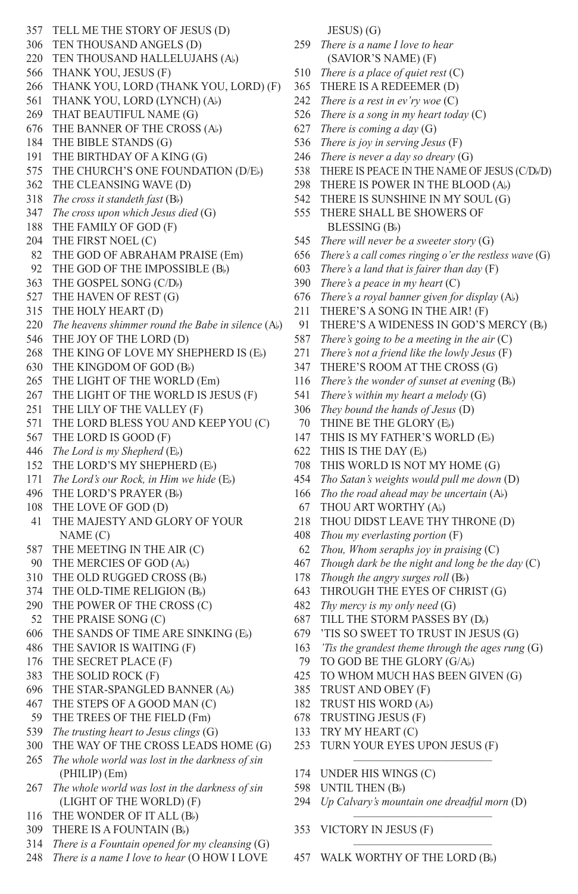357 TELL ME THE STORY OF JESUS (D)
306 TEN THOUSAND ANGELS (D)
220 TEN THOUSAND HALLELUJAHS (A♭)
566 THANK YOU, JESUS (F)
266 THANK YOU, LORD (THANK YOU, LORD) (F)
561 THANK YOU, LORD (LYNCH) (A♭)
269 THAT BEAUTIFUL NAME (G)
676 THE BANNER OF THE CROSS (A♭)
184 THE BIBLE STANDS (G)
191 THE BIRTHDAY OF A KING (G)
575 THE CHURCH'S ONE FOUNDATION (D/E♭)
362 THE CLEANSING WAVE (D)
318 *The cross it standeth fast* (B♭)
347 *The cross upon which Jesus died* (G)
188 THE FAMILY OF GOD (F)
204 THE FIRST NOEL (C)
82 THE GOD OF ABRAHAM PRAISE (Em)
92 THE GOD OF THE IMPOSSIBLE (B♭)
363 THE GOSPEL SONG (C/D♭)
527 THE HAVEN OF REST (G)
315 THE HOLY HEART (D)
220 *The heavens shimmer round the Babe in silence* (A♭)
546 THE JOY OF THE LORD (D)
268 THE KING OF LOVE MY SHEPHERD IS (E♭)
630 THE KINGDOM OF GOD (B♭)
265 THE LIGHT OF THE WORLD (Em)
267 THE LIGHT OF THE WORLD IS JESUS (F)
251 THE LILY OF THE VALLEY (F)
571 THE LORD BLESS YOU AND KEEP YOU (C)
567 THE LORD IS GOOD (F)
446 *The Lord is my Shepherd* (E♭)
152 THE LORD'S MY SHEPHERD (E♭)
171 *The Lord's our Rock, in Him we hide* (E♭)
496 THE LORD'S PRAYER (B♭)
108 THE LOVE OF GOD (D)
41 THE MAJESTY AND GLORY OF YOUR NAME (C)
587 THE MEETING IN THE AIR (C)
90 THE MERCIES OF GOD (A♭)
310 THE OLD RUGGED CROSS (B♭)
374 THE OLD-TIME RELIGION (B♭)
290 THE POWER OF THE CROSS (C)
52 THE PRAISE SONG (C)
606 THE SANDS OF TIME ARE SINKING (E♭)
486 THE SAVIOR IS WAITING (F)
176 THE SECRET PLACE (F)
383 THE SOLID ROCK (F)
696 THE STAR-SPANGLED BANNER (A♭)
467 THE STEPS OF A GOOD MAN (C)
59 THE TREES OF THE FIELD (Fm)
539 *The trusting heart to Jesus clings* (G)
300 THE WAY OF THE CROSS LEADS HOME (G)
265 *The whole world was lost in the darkness of sin* (PHILIP) (Em)
267 *The whole world was lost in the darkness of sin* (LIGHT OF THE WORLD) (F)
116 THE WONDER OF IT ALL (B♭)
309 THERE IS A FOUNTAIN (B♭)
314 *There is a Fountain opened for my cleansing* (G)
248 *There is a name I love to hear* (O HOW I LOVE JESUS) (G)
259 *There is a name I love to hear* (SAVIOR'S NAME) (F)
510 *There is a place of quiet rest* (C)
365 THERE IS A REDEEMER (D)
242 *There is a rest in ev'ry woe* (C)
526 *There is a song in my heart today* (C)
627 *There is coming a day* (G)
536 *There is joy in serving Jesus* (F)
246 *There is never a day so dreary* (G)
538 THERE IS PEACE IN THE NAME OF JESUS (C/D♭/D)
298 THERE IS POWER IN THE BLOOD (A♭)
542 THERE IS SUNSHINE IN MY SOUL (G)
555 THERE SHALL BE SHOWERS OF BLESSING (B♭)
545 *There will never be a sweeter story* (G)
656 *There's a call comes ringing o'er the restless wave* (G)
603 *There's a land that is fairer than day* (F)
390 *There's a peace in my heart* (C)
676 *There's a royal banner given for display* (A♭)
211 THERE'S A SONG IN THE AIR! (F)
91 THERE'S A WIDENESS IN GOD'S MERCY (B♭)
587 *There's going to be a meeting in the air* (C)
271 *There's not a friend like the lowly Jesus* (F)
347 THERE'S ROOM AT THE CROSS (G)
116 *There's the wonder of sunset at evening* (B♭)
541 *There's within my heart a melody* (G)
306 *They bound the hands of Jesus* (D)
70 THINE BE THE GLORY (E♭)
147 THIS IS MY FATHER'S WORLD (E♭)
622 THIS IS THE DAY (E♭)
708 THIS WORLD IS NOT MY HOME (G)
454 *Tho Satan's weights would pull me down* (D)
166 *Tho the road ahead may be uncertain* (A♭)
67 THOU ART WORTHY (A♭)
218 THOU DIDST LEAVE THY THRONE (D)
408 *Thou my everlasting portion* (F)
62 *Thou, Whom seraphs joy in praising* (C)
467 *Though dark be the night and long be the day* (C)
178 *Though the angry surges roll* (B♭)
643 THROUGH THE EYES OF CHRIST (G)
482 *Thy mercy is my only need* (G)
687 TILL THE STORM PASSES BY (D♭)
679 'TIS SO SWEET TO TRUST IN JESUS (G)
163 *'Tis the grandest theme through the ages rung* (G)
79 TO GOD BE THE GLORY (G/A♭)
425 TO WHOM MUCH HAS BEEN GIVEN (G)
385 TRUST AND OBEY (F)
182 TRUST HIS WORD (A♭)
678 TRUSTING JESUS (F)
133 TRY MY HEART (C)
253 TURN YOUR EYES UPON JESUS (F)

---

174 UNDER HIS WINGS (C)
598 UNTIL THEN (B♭)
294 *Up Calvary's mountain one dreadful morn* (D)

---

353 VICTORY IN JESUS (F)

---

457 WALK WORTHY OF THE LORD (B♭)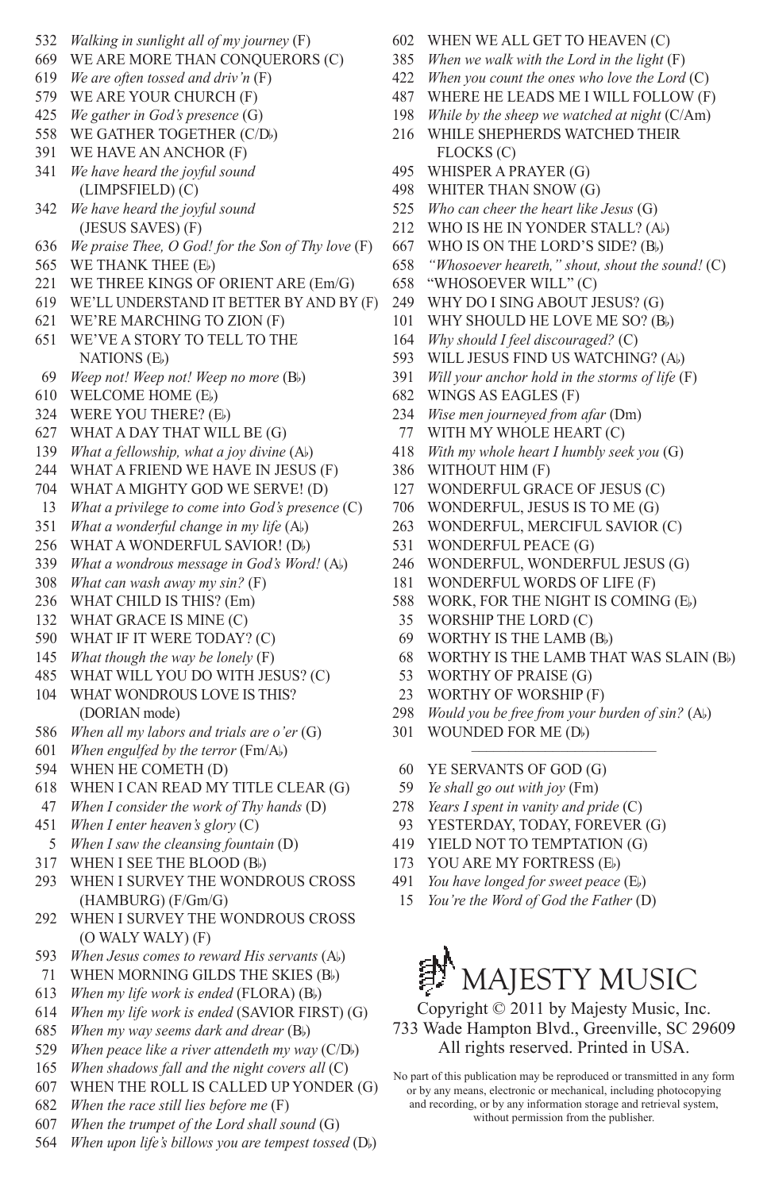532 *Walking in sunlight all of my journey* (F)
669 WE ARE MORE THAN CONQUERORS (C)
619 *We are often tossed and driv'n* (F)
579 WE ARE YOUR CHURCH (F)
425 *We gather in God's presence* (G)
558 WE GATHER TOGETHER (C/D♭)
391 WE HAVE AN ANCHOR (F)
341 *We have heard the joyful sound* (LIMPSFIELD) (C)
342 *We have heard the joyful sound* (JESUS SAVES) (F)
636 *We praise Thee, O God! for the Son of Thy love* (F)
565 WE THANK THEE (E♭)
221 WE THREE KINGS OF ORIENT ARE (Em/G)
619 WE'LL UNDERSTAND IT BETTER BY AND BY (F)
621 WE'RE MARCHING TO ZION (F)
651 WE'VE A STORY TO TELL TO THE NATIONS (E♭)
69 *Weep not! Weep not! Weep no more* (B♭)
610 WELCOME HOME (E♭)
324 WERE YOU THERE? (E♭)
627 WHAT A DAY THAT WILL BE (G)
139 *What a fellowship, what a joy divine* (A♭)
244 WHAT A FRIEND WE HAVE IN JESUS (F)
704 WHAT A MIGHTY GOD WE SERVE! (D)
13 *What a privilege to come into God's presence* (C)
351 *What a wonderful change in my life* (A♭)
256 WHAT A WONDERFUL SAVIOR! (D♭)
339 *What a wondrous message in God's Word!* (A♭)
308 *What can wash away my sin?* (F)
236 WHAT CHILD IS THIS? (Em)
132 WHAT GRACE IS MINE (C)
590 WHAT IF IT WERE TODAY? (C)
145 *What though the way be lonely* (F)
485 WHAT WILL YOU DO WITH JESUS? (C)
104 WHAT WONDROUS LOVE IS THIS? (DORIAN mode)
586 *When all my labors and trials are o'er* (G)
601 *When engulfed by the terror* (Fm/A♭)
594 WHEN HE COMETH (D)
618 WHEN I CAN READ MY TITLE CLEAR (G)
47 *When I consider the work of Thy hands* (D)
451 *When I enter heaven's glory* (C)
5 *When I saw the cleansing fountain* (D)
317 WHEN I SEE THE BLOOD (B♭)
293 WHEN I SURVEY THE WONDROUS CROSS (HAMBURG) (F/Gm/G)
292 WHEN I SURVEY THE WONDROUS CROSS (O WALY WALY) (F)
593 *When Jesus comes to reward His servants* (A♭)
71 WHEN MORNING GILDS THE SKIES (B♭)
613 *When my life work is ended* (FLORA) (B♭)
614 *When my life work is ended* (SAVIOR FIRST) (G)
685 *When my way seems dark and drear* (B♭)
529 *When peace like a river attendeth my way* (C/D♭)
165 *When shadows fall and the night covers all* (C)
607 WHEN THE ROLL IS CALLED UP YONDER (G)
682 *When the race still lies before me* (F)
607 *When the trumpet of the Lord shall sound* (G)
564 *When upon life's billows you are tempest tossed* (D♭)
602 WHEN WE ALL GET TO HEAVEN (C)
385 *When we walk with the Lord in the light* (F)
422 *When you count the ones who love the Lord* (C)
487 WHERE HE LEADS ME I WILL FOLLOW (F)
198 *While by the sheep we watched at night* (C/Am)
216 WHILE SHEPHERDS WATCHED THEIR FLOCKS (C)
495 WHISPER A PRAYER (G)
498 WHITER THAN SNOW (G)
525 *Who can cheer the heart like Jesus* (G)
212 WHO IS HE IN YONDER STALL? (A♭)
667 WHO IS ON THE LORD'S SIDE? (B♭)
658 *"Whosoever heareth," shout, shout the sound!* (C)
658 "WHOSOEVER WILL" (C)
249 WHY DO I SING ABOUT JESUS? (G)
101 WHY SHOULD HE LOVE ME SO? (B♭)
164 *Why should I feel discouraged?* (C)
593 WILL JESUS FIND US WATCHING? (A♭)
391 *Will your anchor hold in the storms of life* (F)
682 WINGS AS EAGLES (F)
234 *Wise men journeyed from afar* (Dm)
77 WITH MY WHOLE HEART (C)
418 *With my whole heart I humbly seek you* (G)
386 WITHOUT HIM (F)
127 WONDERFUL GRACE OF JESUS (C)
706 WONDERFUL, JESUS IS TO ME (G)
263 WONDERFUL, MERCIFUL SAVIOR (C)
531 WONDERFUL PEACE (G)
246 WONDERFUL, WONDERFUL JESUS (G)
181 WONDERFUL WORDS OF LIFE (F)
588 WORK, FOR THE NIGHT IS COMING (E♭)
35 WORSHIP THE LORD (C)
69 WORTHY IS THE LAMB (B♭)
68 WORTHY IS THE LAMB THAT WAS SLAIN (B♭)
53 WORTHY OF PRAISE (G)
23 WORTHY OF WORSHIP (F)
298 *Would you be free from your burden of sin?* (A♭)
301 WOUNDED FOR ME (D♭)

---

60 YE SERVANTS OF GOD (G)
59 *Ye shall go out with joy* (Fm)
278 *Years I spent in vanity and pride* (C)
93 YESTERDAY, TODAY, FOREVER (G)
419 YIELD NOT TO TEMPTATION (G)
173 YOU ARE MY FORTRESS (E♭)
491 *You have longed for sweet peace* (E♭)
15 *You're the Word of God the Father* (D)

MAJESTY MUSIC

Copyright © 2011 by Majesty Music, Inc.
733 Wade Hampton Blvd., Greenville, SC 29609
All rights reserved. Printed in USA.

No part of this publication may be reproduced or transmitted in any form or by any means, electronic or mechanical, including photocopying and recording, or by any information storage and retrieval system, without permission from the publisher.